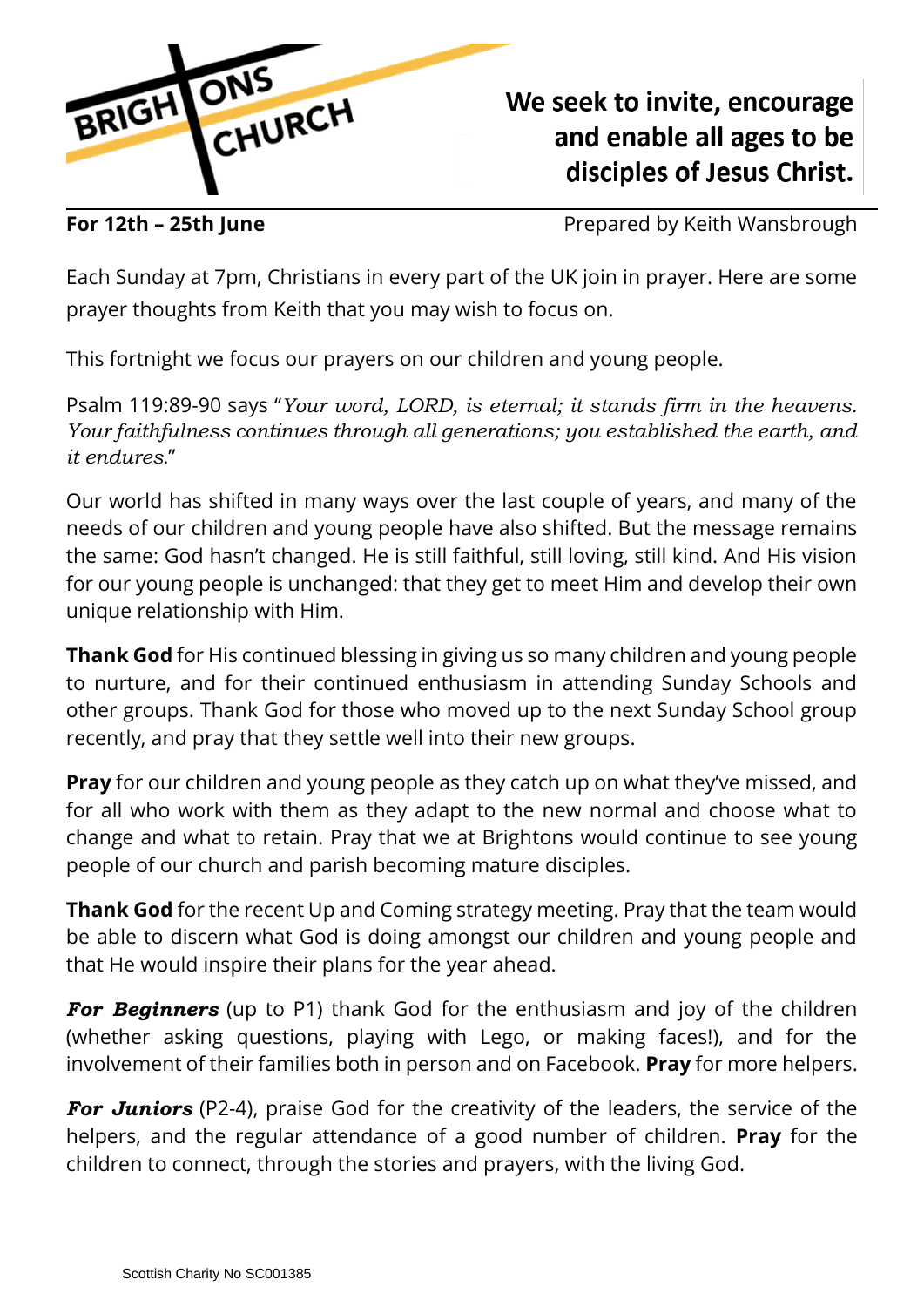BRIGHTONS CHURCH

**We seek to invite, encourage and enable all ages to be disciples of Jesus Christ.**

**For 12th – 25th June** Prepared by Keith Wansbrough

Each Sunday at 7pm, Christians in every part of the UK join in prayer. Here are some prayer thoughts from Keith that you may wish to focus on.

This fortnight we focus our prayers on our children and young people.

Psalm 119:89-90 says "*Your word, LORD, is eternal; it stands firm in the heavens. Your faithfulness continues through all generations; you established the earth, and it endures*."

Our world has shifted in many ways over the last couple of years, and many of the needs of our children and young people have also shifted. But the message remains the same: God hasn't changed. He is still faithful, still loving, still kind. And His vision for our young people is unchanged: that they get to meet Him and develop their own unique relationship with Him.

**Thank God** for His continued blessing in giving us so many children and young people to nurture, and for their continued enthusiasm in attending Sunday Schools and other groups. Thank God for those who moved up to the next Sunday School group recently, and pray that they settle well into their new groups.

**Pray** for our children and young people as they catch up on what they've missed, and for all who work with them as they adapt to the new normal and choose what to change and what to retain. Pray that we at Brightons would continue to see young people of our church and parish becoming mature disciples.

**Thank God** for the recent Up and Coming strategy meeting. Pray that the team would be able to discern what God is doing amongst our children and young people and that He would inspire their plans for the year ahead.

***For Beginners*** (up to P1) thank God for the enthusiasm and joy of the children (whether asking questions, playing with Lego, or making faces!), and for the involvement of their families both in person and on Facebook. **Pray** for more helpers.

***For Juniors*** (P2-4), praise God for the creativity of the leaders, the service of the helpers, and the regular attendance of a good number of children. **Pray** for the children to connect, through the stories and prayers, with the living God.

Scottish Charity No SC001385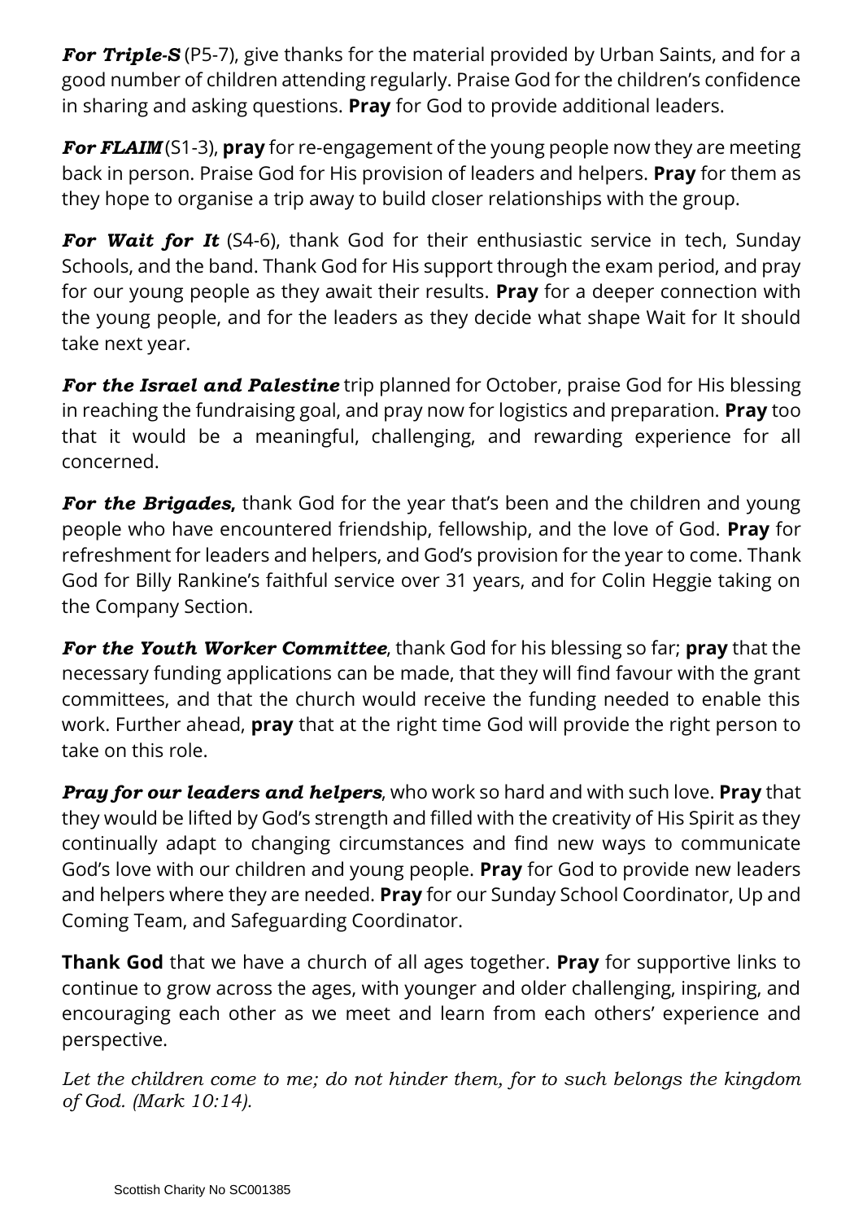***For Triple-S*** (P5-7), give thanks for the material provided by Urban Saints, and for a good number of children attending regularly. Praise God for the children's confidence in sharing and asking questions. **Pray** for God to provide additional leaders.

***For FLAIM*** (S1-3), **pray** for re-engagement of the young people now they are meeting back in person. Praise God for His provision of leaders and helpers. **Pray** for them as they hope to organise a trip away to build closer relationships with the group.

***For Wait for It*** (S4-6), thank God for their enthusiastic service in tech, Sunday Schools, and the band. Thank God for His support through the exam period, and pray for our young people as they await their results. **Pray** for a deeper connection with the young people, and for the leaders as they decide what shape Wait for It should take next year.

***For the Israel and Palestine*** trip planned for October, praise God for His blessing in reaching the fundraising goal, and pray now for logistics and preparation. **Pray** too that it would be a meaningful, challenging, and rewarding experience for all concerned.

***For the Brigades*****,** thank God for the year that's been and the children and young people who have encountered friendship, fellowship, and the love of God. **Pray** for refreshment for leaders and helpers, and God's provision for the year to come. Thank God for Billy Rankine's faithful service over 31 years, and for Colin Heggie taking on the Company Section.

***For the Youth Worker Committee***, thank God for his blessing so far; **pray** that the necessary funding applications can be made, that they will find favour with the grant committees, and that the church would receive the funding needed to enable this work. Further ahead, **pray** that at the right time God will provide the right person to take on this role.

***Pray for our leaders and helpers***, who work so hard and with such love. **Pray** that they would be lifted by God's strength and filled with the creativity of His Spirit as they continually adapt to changing circumstances and find new ways to communicate God's love with our children and young people. **Pray** for God to provide new leaders and helpers where they are needed. **Pray** for our Sunday School Coordinator, Up and Coming Team, and Safeguarding Coordinator.

**Thank God** that we have a church of all ages together. **Pray** for supportive links to continue to grow across the ages, with younger and older challenging, inspiring, and encouraging each other as we meet and learn from each others' experience and perspective.

*Let the children come to me; do not hinder them, for to such belongs the kingdom of God. (Mark 10:14).*

Scottish Charity No SC001385